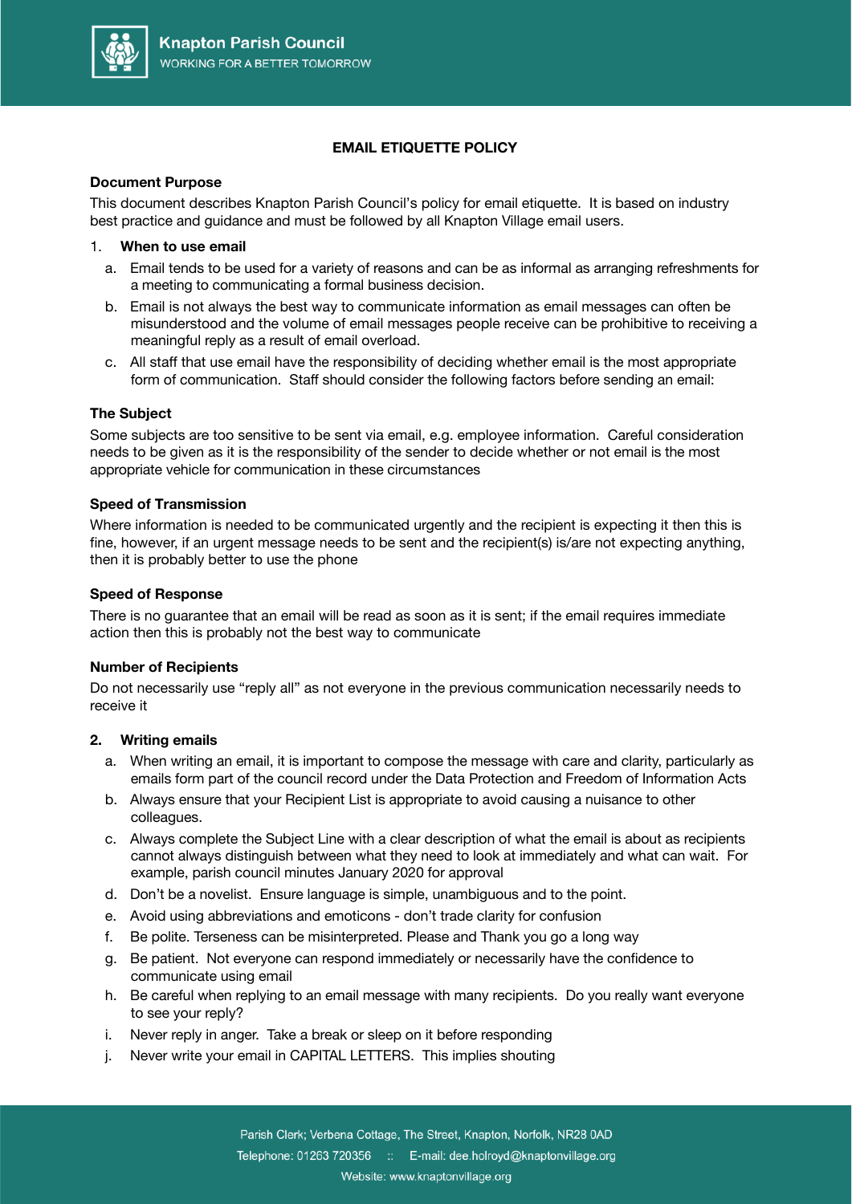Knapton Parish Council
WORKING FOR A BETTER TOMORROW

# EMAIL ETIQUETTE POLICY

**Document Purpose**

This document describes Knapton Parish Council's policy for email etiquette. It is based on industry best practice and guidance and must be followed by all Knapton Village email users.

1. **When to use email**
   a. Email tends to be used for a variety of reasons and can be as informal as arranging refreshments for a meeting to communicating a formal business decision.
   b. Email is not always the best way to communicate information as email messages can often be misunderstood and the volume of email messages people receive can be prohibitive to receiving a meaningful reply as a result of email overload.
   c. All staff that use email have the responsibility of deciding whether email is the most appropriate form of communication. Staff should consider the following factors before sending an email:

**The Subject**

Some subjects are too sensitive to be sent via email, e.g. employee information. Careful consideration needs to be given as it is the responsibility of the sender to decide whether or not email is the most appropriate vehicle for communication in these circumstances

**Speed of Transmission**

Where information is needed to be communicated urgently and the recipient is expecting it then this is fine, however, if an urgent message needs to be sent and the recipient(s) is/are not expecting anything, then it is probably better to use the phone

**Speed of Response**

There is no guarantee that an email will be read as soon as it is sent; if the email requires immediate action then this is probably not the best way to communicate

**Number of Recipients**

Do not necessarily use "reply all" as not everyone in the previous communication necessarily needs to receive it

2. **Writing emails**
   a. When writing an email, it is important to compose the message with care and clarity, particularly as emails form part of the council record under the Data Protection and Freedom of Information Acts
   b. Always ensure that your Recipient List is appropriate to avoid causing a nuisance to other colleagues.
   c. Always complete the Subject Line with a clear description of what the email is about as recipients cannot always distinguish between what they need to look at immediately and what can wait. For example, parish council minutes January 2020 for approval
   d. Don't be a novelist. Ensure language is simple, unambiguous and to the point.
   e. Avoid using abbreviations and emoticons - don't trade clarity for confusion
   f. Be polite. Terseness can be misinterpreted. Please and Thank you go a long way
   g. Be patient. Not everyone can respond immediately or necessarily have the confidence to communicate using email
   h. Be careful when replying to an email message with many recipients. Do you really want everyone to see your reply?
   i. Never reply in anger. Take a break or sleep on it before responding
   j. Never write your email in CAPITAL LETTERS. This implies shouting

Parish Clerk; Verbena Cottage, The Street, Knapton, Norfolk, NR28 0AD
Telephone: 01263 720356 :: E-mail: dee.holroyd@knaptonvillage.org
Website: www.knaptonvillage.org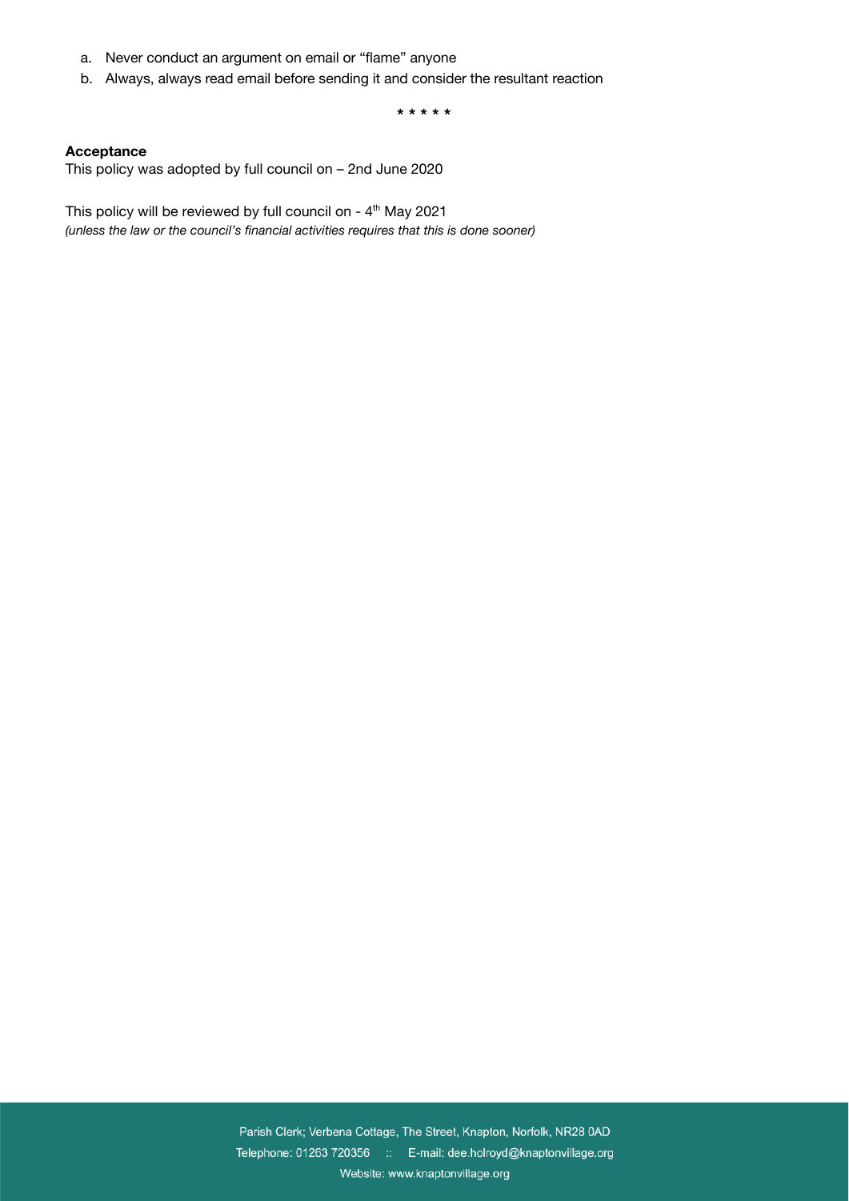a. Never conduct an argument on email or "flame" anyone
b. Always, always read email before sending it and consider the resultant reaction

\* \* \* \* \*

**Acceptance**
This policy was adopted by full council on – 2nd June 2020

This policy will be reviewed by full council on - 4th May 2021
*(unless the law or the council's financial activities requires that this is done sooner)*